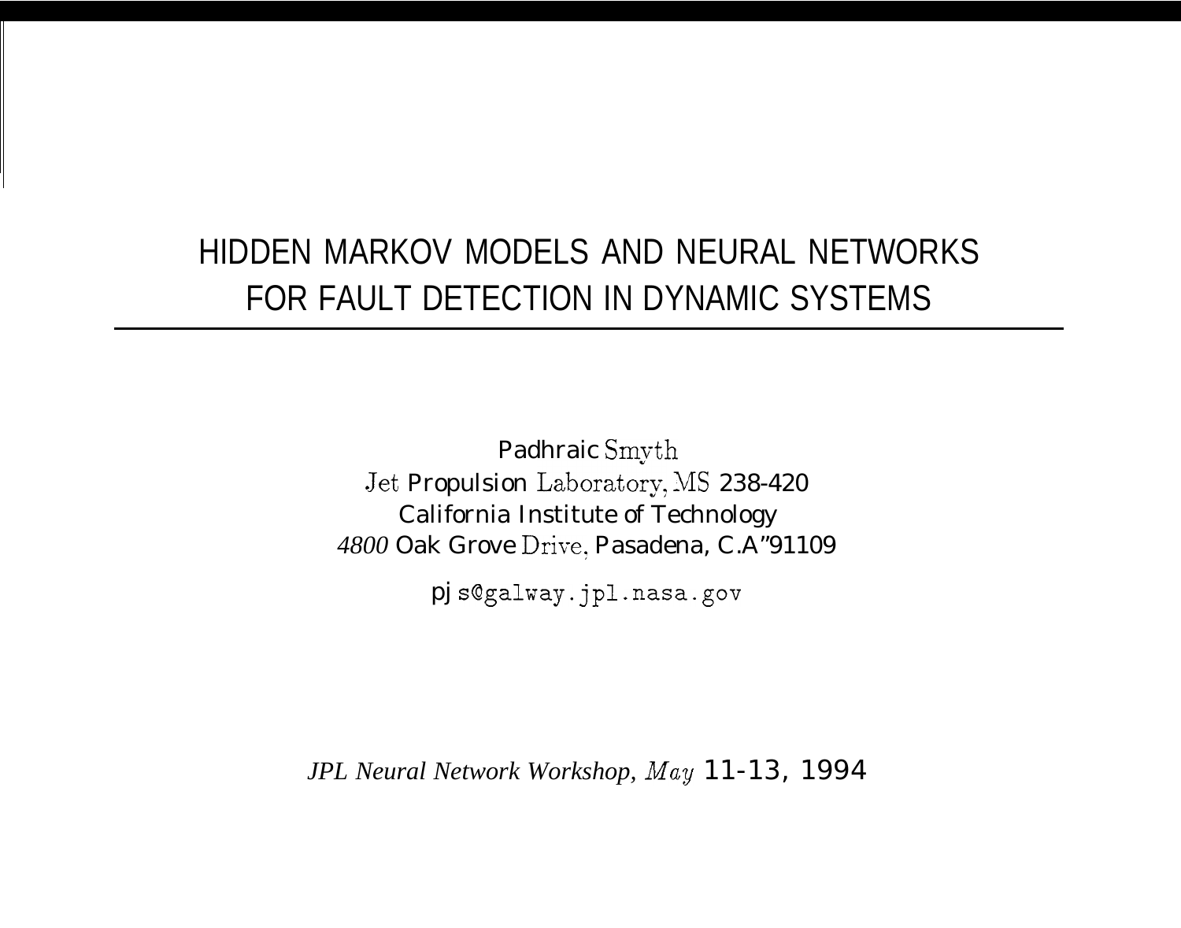# HIDDEN MARKOV MODELS AND NEURAL NETWORKS FOR FAULT DETECTION IN DYNAMIC SYSTEMS

Padhraic Smyth
Jet Propulsion Laboratory, MS 238-420
California Institute of Technology
*4800* Oak Grove Drive, Pasadena, C.A"91109

pjs@galway.jpl.nasa.gov

*JPL Neural Network Workshop, May* 11-13, 1994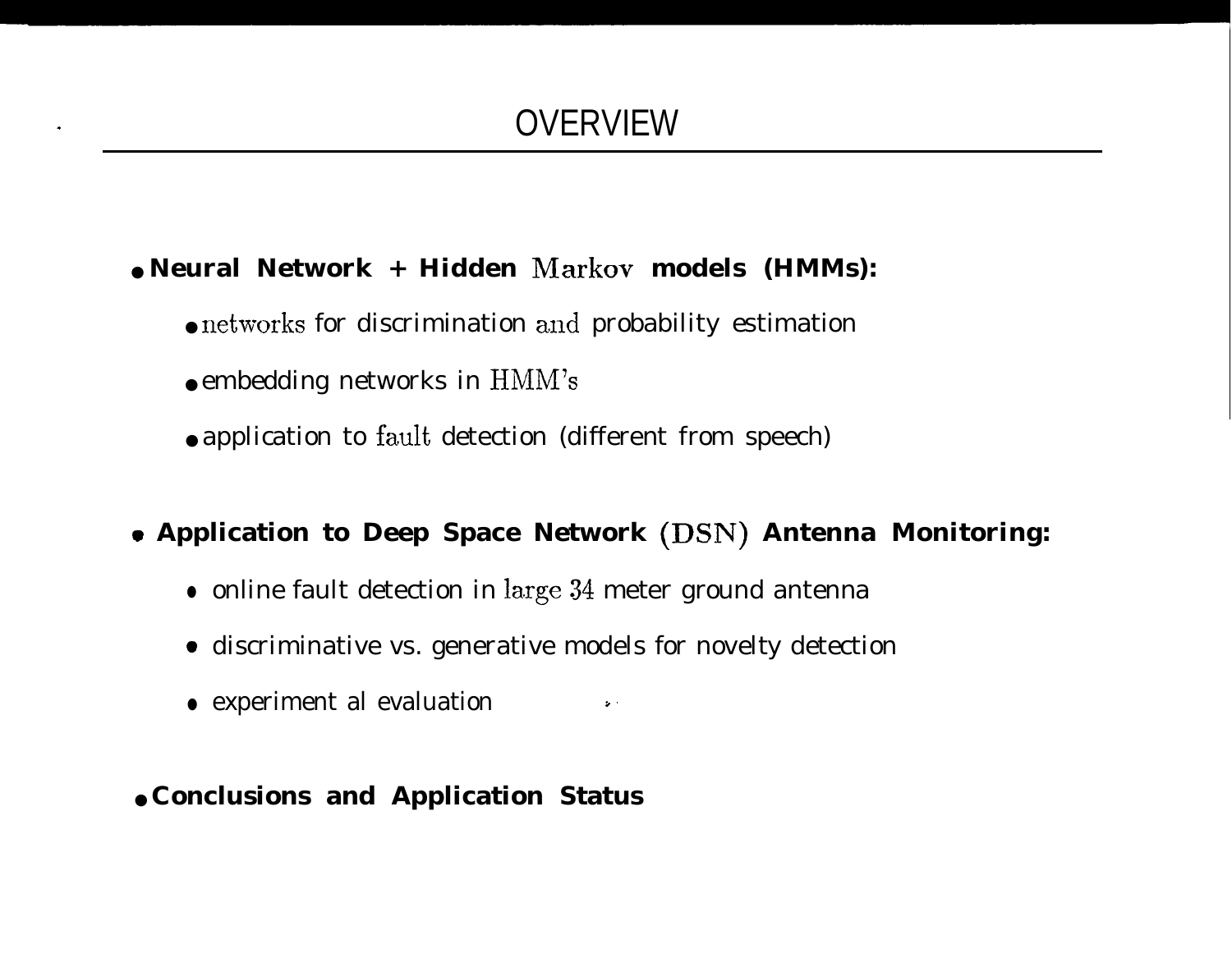# OVERVIEW

- **Neural Network + Hidden Markov models (HMMs):**
  - networks for discrimination and probability estimation
  - embedding networks in HMM's
  - application to fault detection (different from speech)

- **Application to Deep Space Network (DSN) Antenna Monitoring:**
  - online fault detection in large 34 meter ground antenna
  - discriminative vs. generative models for novelty detection
  - experiment al evaluation

- **Conclusions and Application Status**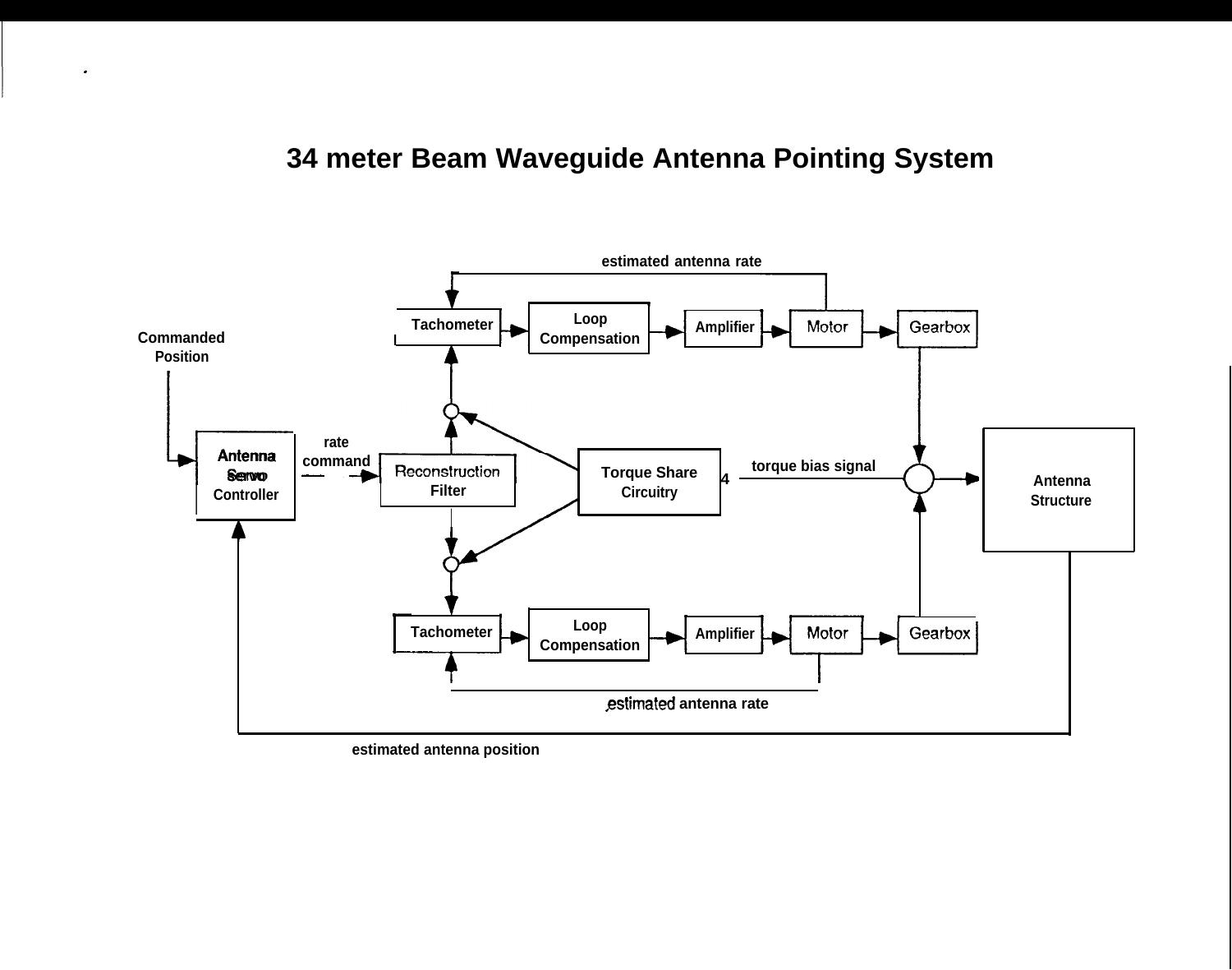# 34 meter Beam Waveguide Antenna Pointing System

estimated antenna rate

Tachometer → Loop Compensation → Amplifier → Motor → Gearbox

Commanded Position

Antenna Servo Controller

rate command

Reconstruction Filter

Torque Share Circuitry

torque bias signal

Antenna Structure

Tachometer → Loop Compensation → Amplifier → Motor → Gearbox

estimated antenna rate

estimated antenna position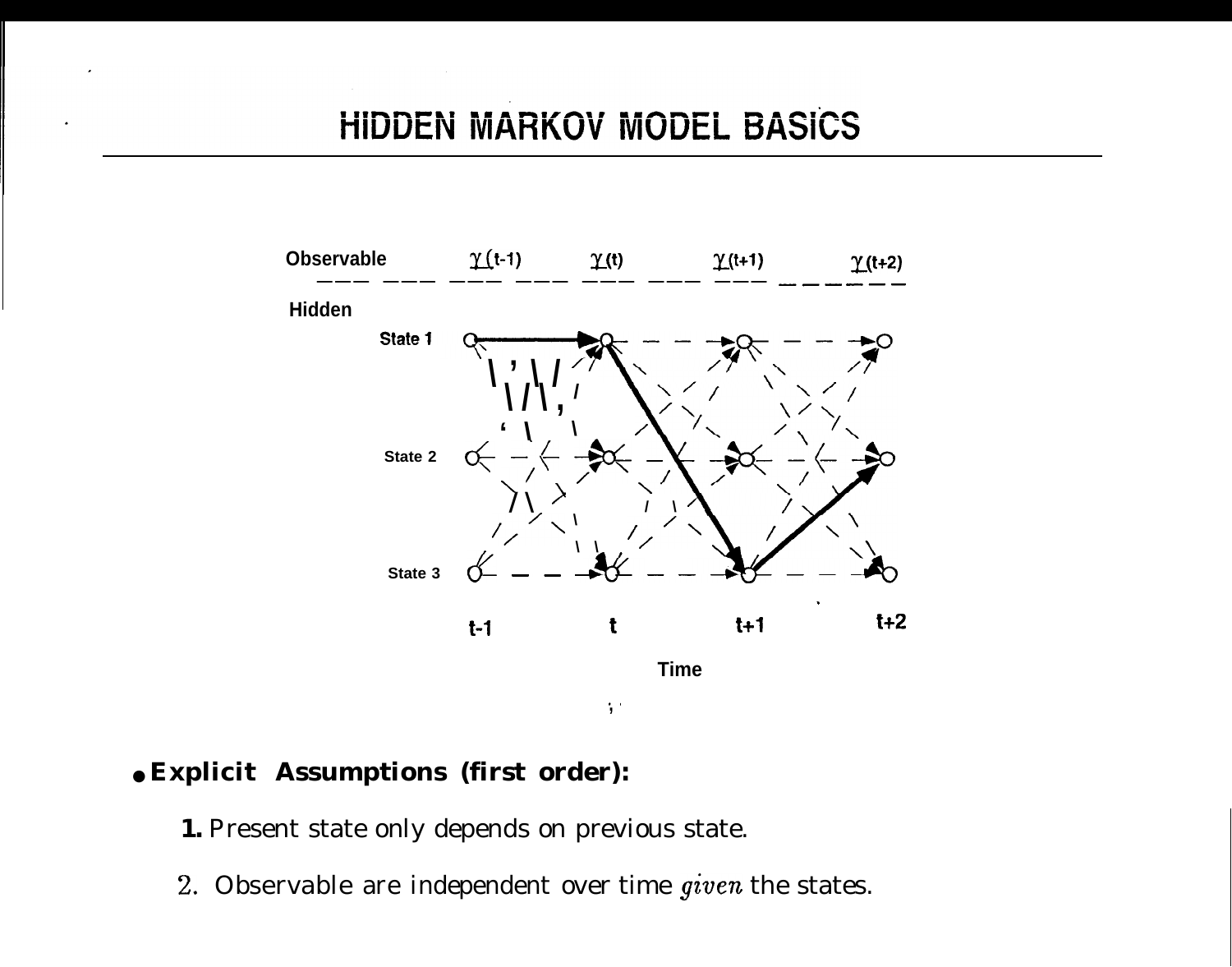# HIDDEN MARKOV MODEL BASICS

- **Explicit Assumptions (first order):**

  **1.** Present state only depends on previous state.

  2. Observable are independent over time *given* the states.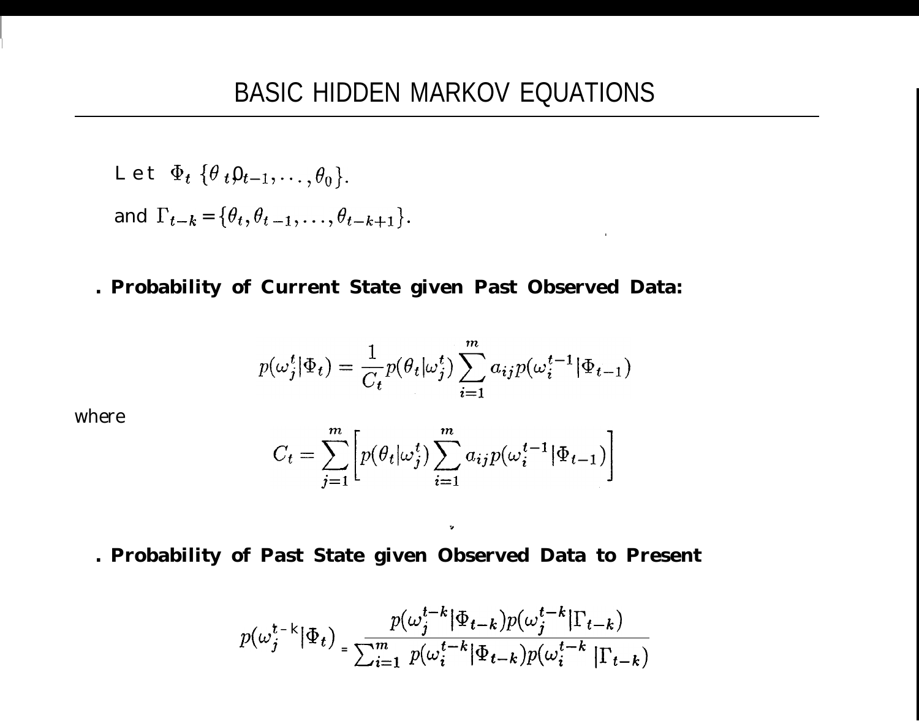# BASIC HIDDEN MARKOV EQUATIONS

Let $\Phi_t \{\theta_t, \theta_{t-1}, \ldots, \theta_0\}$.

and $\Gamma_{t-k} = \{\theta_t, \theta_{t-1}, \ldots, \theta_{t-k+1}\}$.

- **Probability of Current State given Past Observed Data:**

$$p(\omega_j^t|\Phi_t) = \frac{1}{C_t} p(\theta_t|\omega_j^t) \sum_{i=1}^{m} a_{ij} p(\omega_i^{t-1}|\Phi_{t-1})$$

where

$$C_t = \sum_{j=1}^{m} \left[ p(\theta_t|\omega_j^t) \sum_{i=1}^{m} a_{ij} p(\omega_i^{t-1}|\Phi_{t-1}) \right]$$

- **Probability of Past State given Observed Data to Present**

$$p(\omega_j^{t-k}|\Phi_t) = \frac{p(\omega_j^{t-k}|\Phi_{t-k}) p(\omega_j^{t-k}|\Gamma_{t-k})}{\sum_{i=1}^{m} p(\omega_i^{t-k}|\Phi_{t-k}) p(\omega_i^{t-k}|\Gamma_{t-k})}$$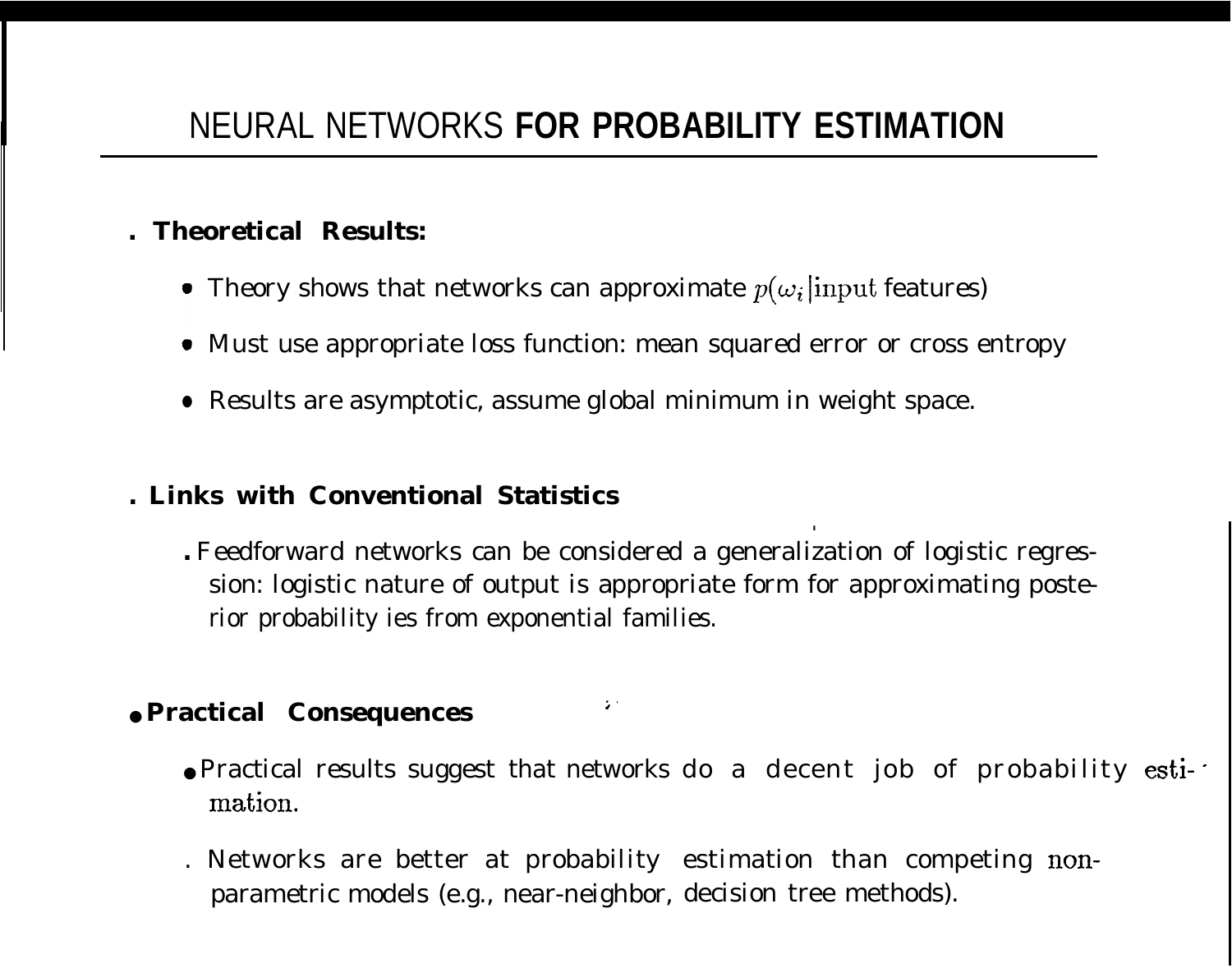# NEURAL NETWORKS FOR PROBABILITY ESTIMATION

- **Theoretical Results:**
  - Theory shows that networks can approximate $p(\omega_i|\text{input}$ features)
  - Must use appropriate loss function: mean squared error or cross entropy
  - Results are asymptotic, assume global minimum in weight space.

- **Links with Conventional Statistics**
  - Feedforward networks can be considered a generalization of logistic regression: logistic nature of output is appropriate form for approximating posterior probability ies from exponential families.

- **Practical Consequences**
  - Practical results suggest that networks do a decent job of probability estimation.
  - Networks are better at probability estimation than competing non-parametric models (e.g., near-neighbor, decision tree methods).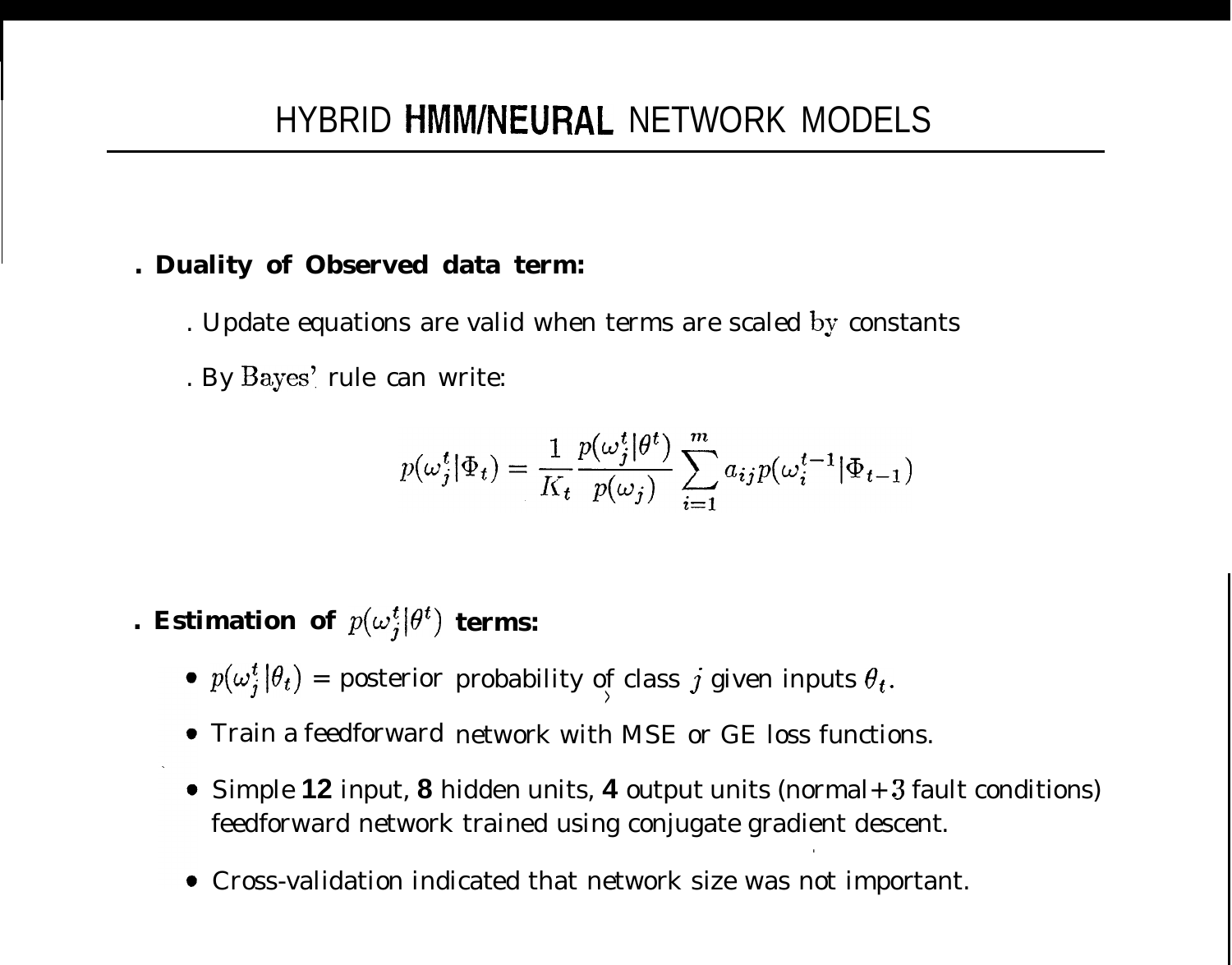# HYBRID HMM/NEURAL NETWORK MODELS

- **Duality of Observed data term:**
  - Update equations are valid when terms are scaled by constants
  - By Bayes' rule can write:

$$p(\omega_j^t|\Phi_t) = \frac{1}{K_t}\frac{p(\omega_j^t|\theta^t)}{p(\omega_j)}\sum_{i=1}^{m} a_{ij}p(\omega_i^{t-1}|\Phi_{t-1})$$

- **Estimation of $p(\omega_j^t|\theta^t)$ terms:**
  - $p(\omega_j^t|\theta_t)$ = posterior probability of class $j$ given inputs $\theta_t$.
  - Train a feedforward network with MSE or GE loss functions.
  - Simple **12** input, **8** hidden units, **4** output units (normal+3 fault conditions) feedforward network trained using conjugate gradient descent.
  - Cross-validation indicated that network size was not important.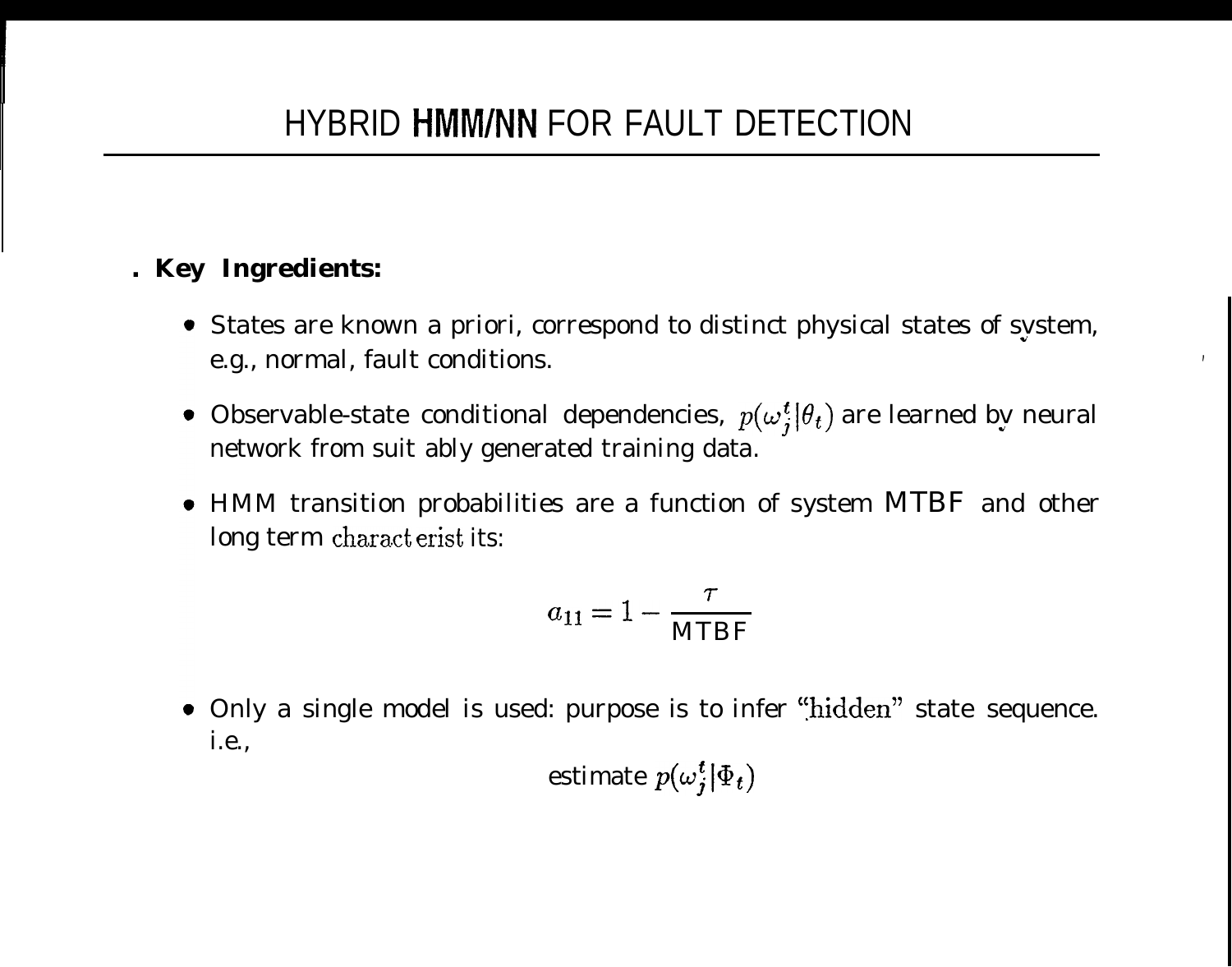# HYBRID HMM/NN FOR FAULT DETECTION

- **Key Ingredients:**
  - States are known a priori, correspond to distinct physical states of system, e.g., normal, fault conditions.
  - Observable-state conditional dependencies, $p(\omega_j^t|\theta_t)$ are learned by neural network from suit ably generated training data.
  - HMM transition probabilities are a function of system MTBF and other long term charact erist its:

$$a_{11} = 1 - \frac{\tau}{\text{MTBF}}$$

  - Only a single model is used: purpose is to infer "hidden" state sequence. i.e.,

estimate $p(\omega_j^t|\Phi_t)$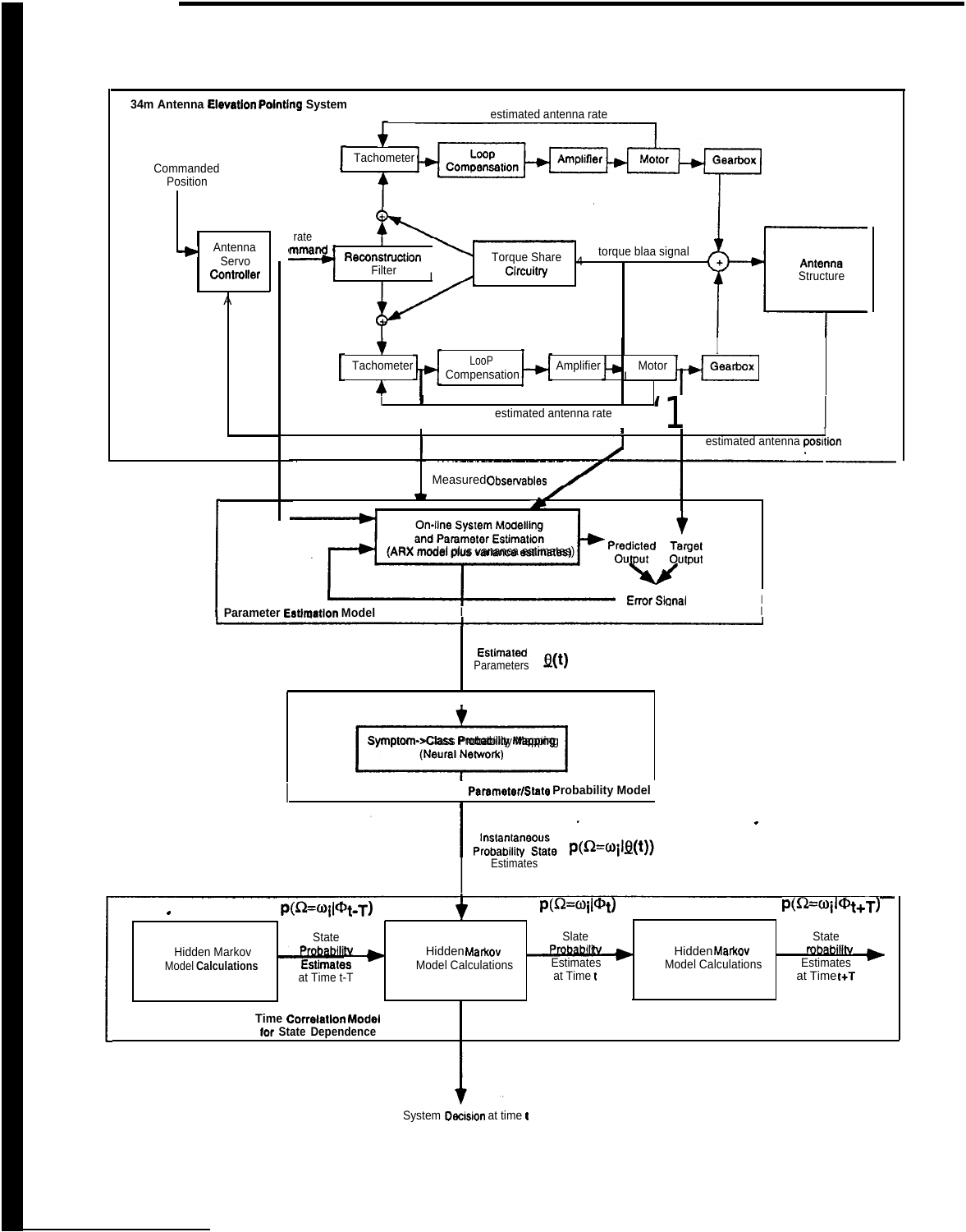34m Antenna Elevation Pointing System

estimated antenna rate

Tachometer → Loop Compensation → Amplifier → Motor → Gearbox

Commanded Position

Antenna Servo Controller

rate command

Reconstruction Filter

Torque Share Circuitry

torque bias signal

Antenna Structure

Tachometer → LooP Compensation → Amplifier → Motor → Gearbox

estimated antenna rate

estimated antenna position

Measured Observables

On-line System Modelling and Parameter Estimation (ARX model plus variance estimates)

Predicted Output

Target Output

Error Signal

Parameter Estimation Model

Estimated Parameters $\underline{\theta}(t)$

Symptom->Class Probability Mapping (Neural Network)

Parameter/State Probability Model

Instantaneous Probability State Estimates $p(\Omega=\omega_i|\underline{\theta}(t))$

$p(\Omega=\omega_i|\Phi_{t-T})$

$p(\Omega=\omega_i|\Phi_t)$

$p(\Omega=\omega_i|\Phi_{t+T})$

Hidden Markov Model Calculations

State Probability Estimates at Time t-T

Hidden Markov Model Calculations

State Probability Estimates at Time t

Hidden Markov Model Calculations

State Probability Estimates at Time t+T

Time Correlation Model for State Dependence

System Decision at time t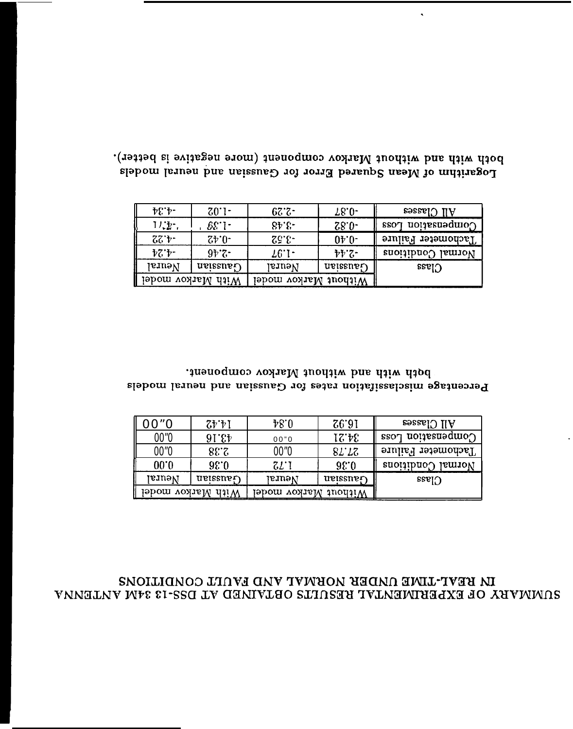# SUMMARY OF EXPERIMENTAL RESULTS OBTAINED AT DSS-13 34M ANTENNA IN REAL-TIME UNDER NORMAL AND FAULT CONDITIONS

| Class | Without Markov model | | With Markov model | |
|---|---|---|---|---|
| | Gaussian | Neural | Gaussian | Neural |
| Normal Conditions | 0.36 | 1.72 | 0.36 | 0.00 |
| Tachometer Failure | 27.78 | 0.00 | 2.38 | 0.00 |
| Compensation Loss | 34.21 | 0.00 | 43.16 | 0.00 |
| All Classes | 16.92 | 0.84 | 14.42 | 0.00 |

**Percentage misclassifiation rates for Gaussian and neural models both with and without Markov component.**

| Class | Without Markov model | | With Markov model | |
|---|---|---|---|---|
| | Gaussian | Neural | Gaussian | Neural |
| Normal Conditions | -2.44 | -1.97 | -2.46 | -4.24 |
| Tachometer Failure | -0.40 | -3.52 | -0.42 | -4.22 |
| Compensation Loss | -0.82 | -3.48 | -1.39 | -4.47 |
| All Classes | -0.87 | -2.29 | -1.02 | -4.34 |

**Logarithm of Mean Squared Error for Gaussian and neural models both with and without Markov component (more negative is better).**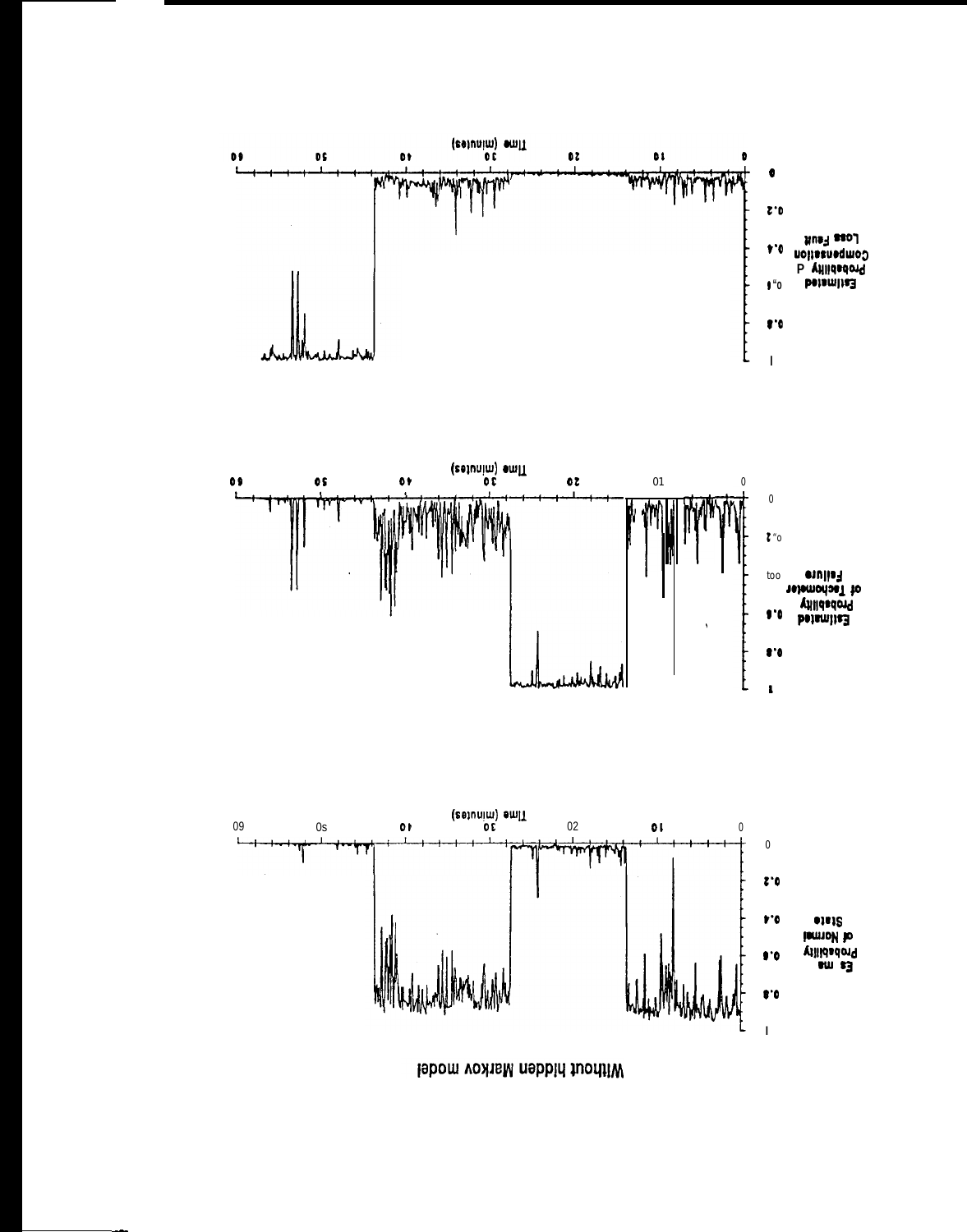Without hidden Markov model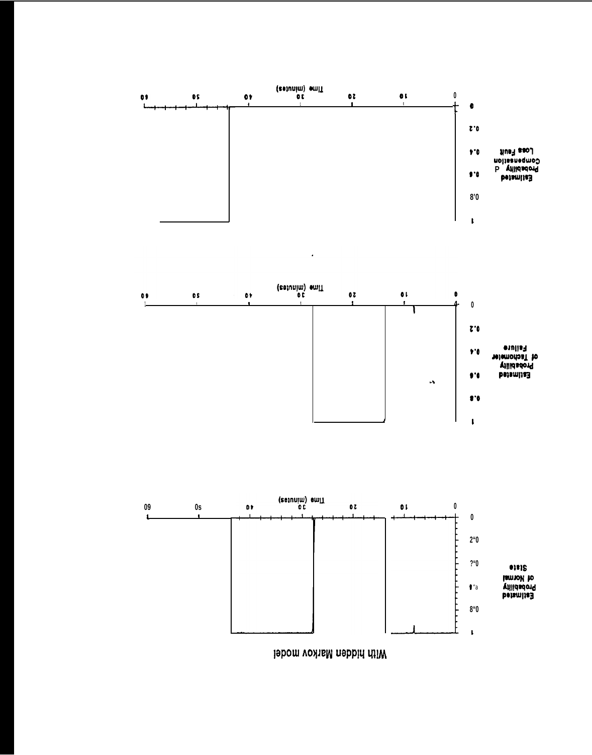With hidden Markov model

Estimated Probability of Normal State

Time (minutes)

Estimated Probability of Tachometer Failure

Time (minutes)

Estimated Probability of Compensation Loss Fault

Time (minutes)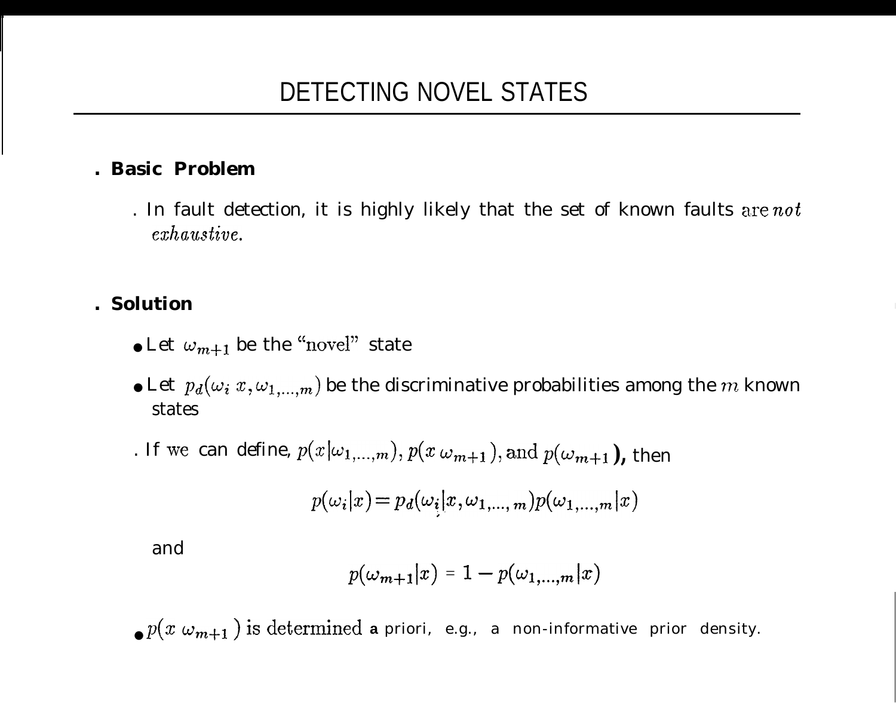# DETECTING NOVEL STATES

- **Basic Problem**

  - In fault detection, it is highly likely that the set of known faults are *not exhaustive.*

- **Solution**

  - Let $\omega_{m+1}$ be the "novel" state
  - Let $p_d(\omega_i \; x, \omega_{1,\ldots,m})$ be the discriminative probabilities among the $m$ known states
  - If we can define, $p(x|\omega_{1,\ldots,m})$, $p(x \; \omega_{m+1})$, and $p(\omega_{m+1})$, then

$$p(\omega_i|x) = p_d(\omega_i|x, \omega_{1,\ldots,m})p(\omega_{1,\ldots,m}|x)$$

  and

$$p(\omega_{m+1}|x) = 1 - p(\omega_{1,\ldots,m}|x)$$

  - $p(x \; \omega_{m+1})$ is determined a priori, e.g., a non-informative prior density.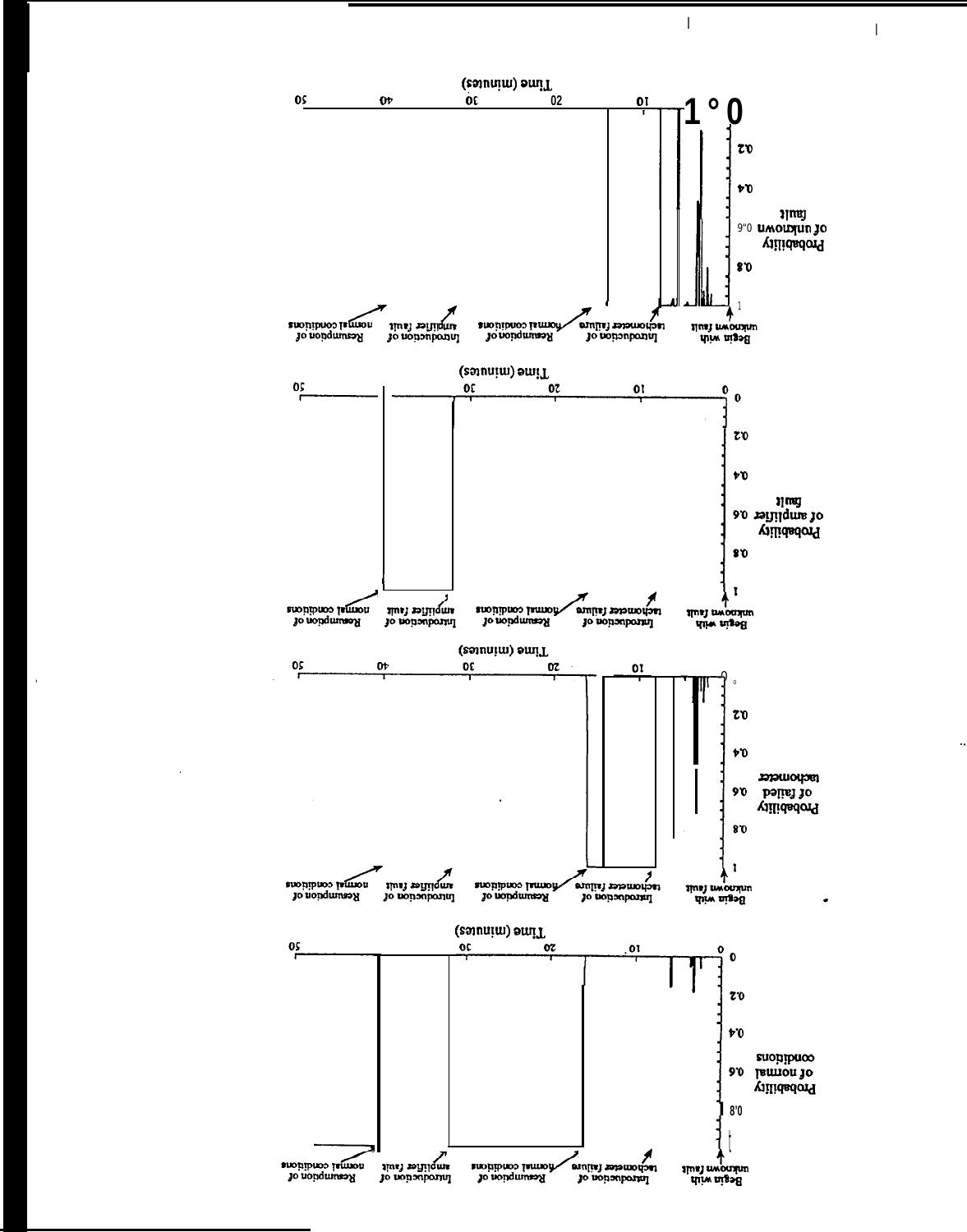Begin with unknown fault

Introduction of tachometer failure

Resumption of normal conditions

Introduction of amplifier fault

Resumption of normal conditions

Probability of normal conditions

0.8

0.6

0.4

0.2

0

0 10 20 30 40 50

Time (minutes)

Begin with unknown fault

Introduction of tachometer failure

Resumption of normal conditions

Introduction of amplifier fault

Resumption of normal conditions

Probability of failed tachometer

1

0.8

0.6

0.4

0.2

0

0 10 20 30 40 50

Time (minutes)

Begin with unknown fault

Introduction of tachometer failure

Resumption of normal conditions

Introduction of amplifier fault

Resumption of normal conditions

Probability of amplifier fault

1

0.8

0.6

0.4

0.2

0

0 10 20 30 40 50

Time (minutes)

Begin with unknown fault

Introduction of tachometer failure

Resumption of normal conditions

Introduction of amplifier fault

Resumption of normal conditions

Probability of unknown fault

1

0.8

0.6

0.4

0.2

0

0 10 20 30 40 50

Time (minutes)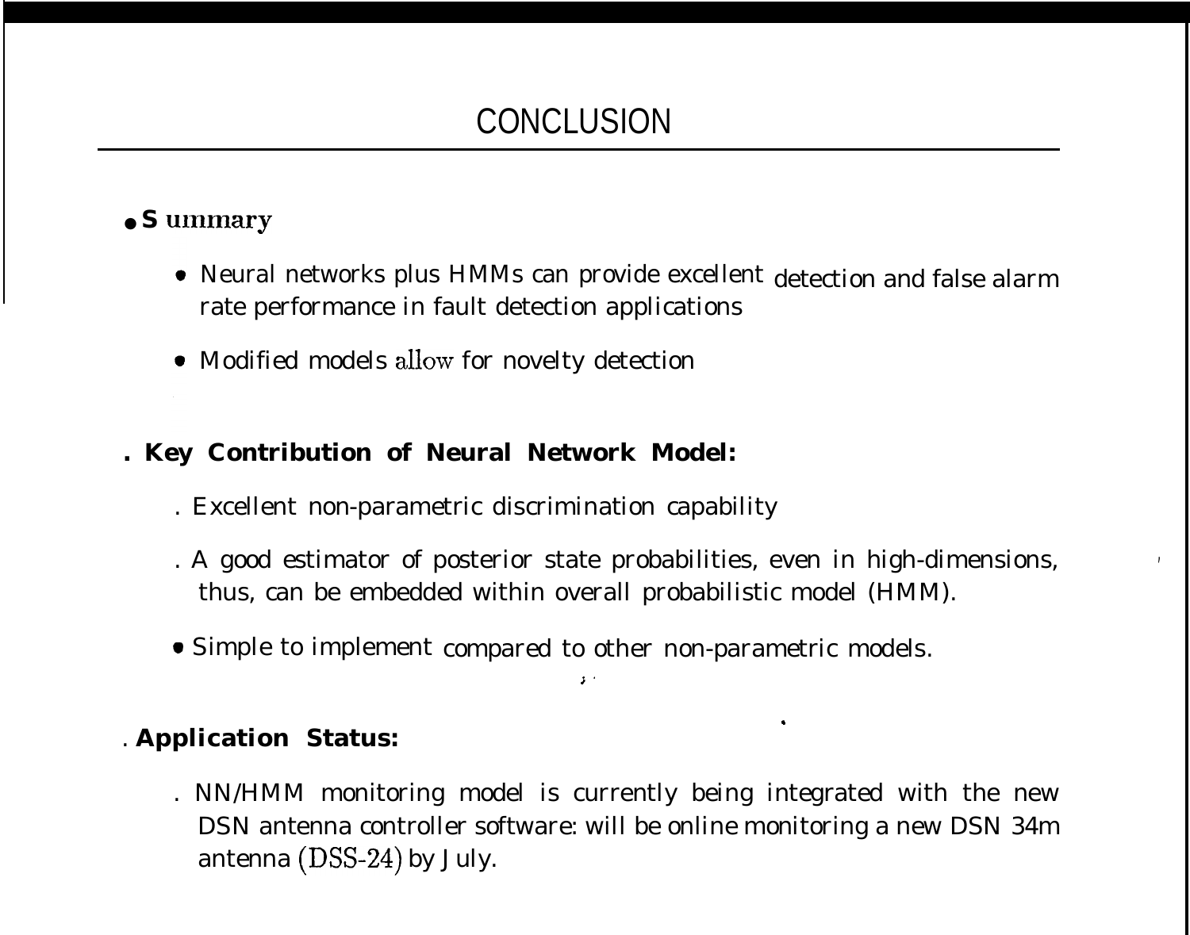# CONCLUSION

- **Summary**
  - Neural networks plus HMMs can provide excellent detection and false alarm rate performance in fault detection applications
  - Modified models allow for novelty detection

- **Key Contribution of Neural Network Model:**
  - Excellent non-parametric discrimination capability
  - A good estimator of posterior state probabilities, even in high-dimensions, thus, can be embedded within overall probabilistic model (HMM).
  - Simple to implement compared to other non-parametric models.

- **Application Status:**
  - NN/HMM monitoring model is currently being integrated with the new DSN antenna controller software: will be online monitoring a new DSN 34m antenna (DSS-24) by July.